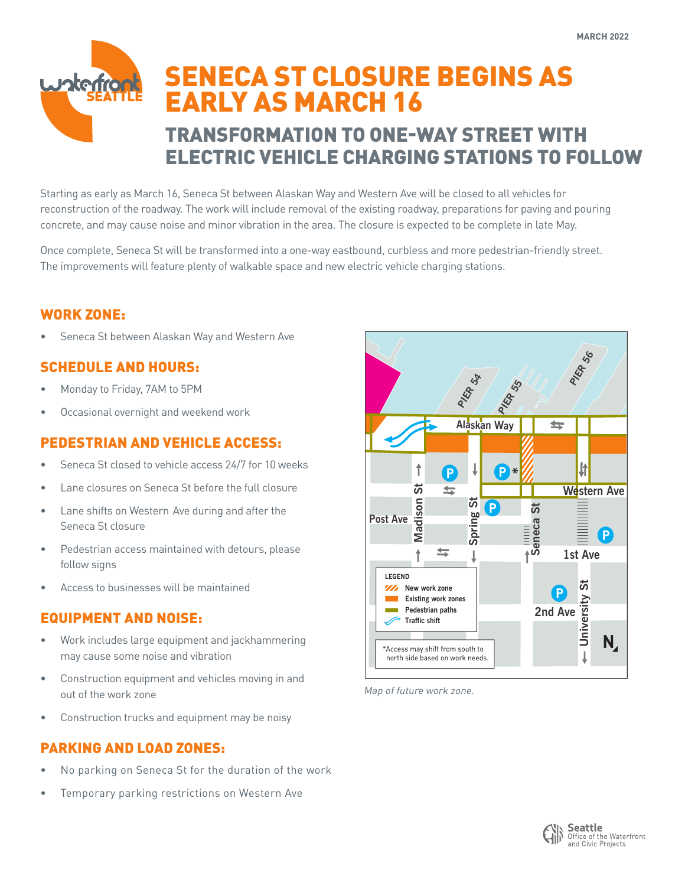MARCH 2022

# SENECA ST CLOSURE BEGINS AS EARLY AS MARCH 16

## TRANSFORMATION TO ONE-WAY STREET WITH ELECTRIC VEHICLE CHARGING STATIONS TO FOLLOW

Starting as early as March 16, Seneca St between Alaskan Way and Western Ave will be closed to all vehicles for reconstruction of the roadway. The work will include removal of the existing roadway, preparations for paving and pouring concrete, and may cause noise and minor vibration in the area. The closure is expected to be complete in late May.

Once complete, Seneca St will be transformed into a one-way eastbound, curbless and more pedestrian-friendly street. The improvements will feature plenty of walkable space and new electric vehicle charging stations.

### WORK ZONE:

- Seneca St between Alaskan Way and Western Ave

### SCHEDULE AND HOURS:

- Monday to Friday, 7AM to 5PM
- Occasional overnight and weekend work

### PEDESTRIAN AND VEHICLE ACCESS:

- Seneca St closed to vehicle access 24/7 for 10 weeks
- Lane closures on Seneca St before the full closure
- Lane shifts on Western Ave during and after the Seneca St closure
- Pedestrian access maintained with detours, please follow signs
- Access to businesses will be maintained

### EQUIPMENT AND NOISE:

- Work includes large equipment and jackhammering may cause some noise and vibration
- Construction equipment and vehicles moving in and out of the work zone
- Construction trucks and equipment may be noisy

### PARKING AND LOAD ZONES:

- No parking on Seneca St for the duration of the work
- Temporary parking restrictions on Western Ave

LEGEND
- New work zone
- Existing work zones
- Pedestrian paths
- Traffic shift

*Access may shift from south to north side based on work needs.

*Map of future work zone.*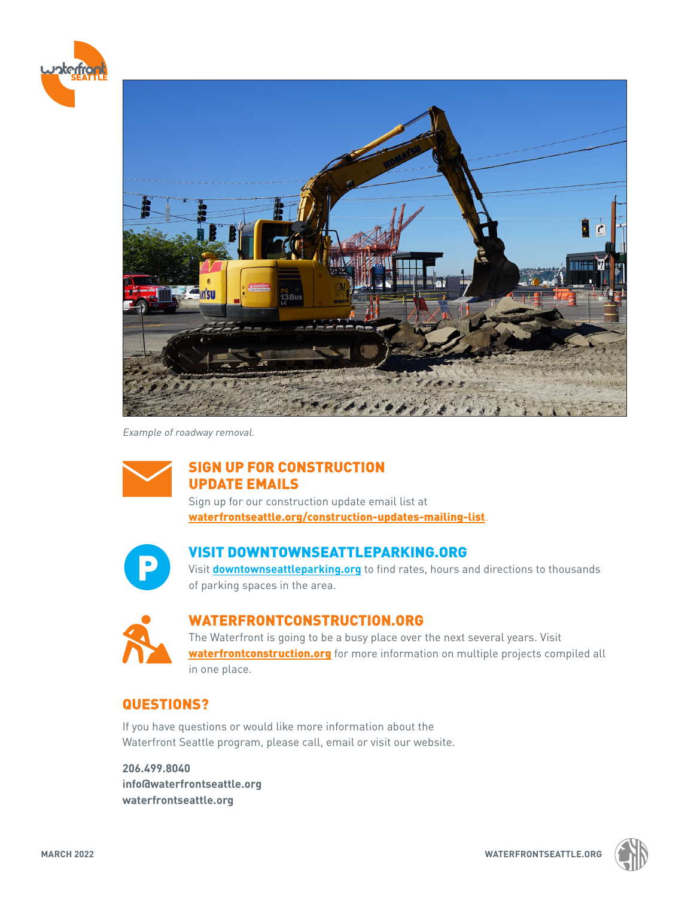*Example of roadway removal.*

## SIGN UP FOR CONSTRUCTION UPDATE EMAILS

Sign up for our construction update email list at **waterfrontseattle.org/construction-updates-mailing-list**.

## VISIT DOWNTOWNSEATTLEPARKING.ORG

Visit **downtownseattleparking.org** to find rates, hours and directions to thousands of parking spaces in the area.

## WATERFRONTCONSTRUCTION.ORG

The Waterfront is going to be a busy place over the next several years. Visit **waterfrontconstruction.org** for more information on multiple projects compiled all in one place.

## QUESTIONS?

If you have questions or would like more information about the Waterfront Seattle program, please call, email or visit our website.

**206.499.8040**
**info@waterfrontseattle.org**
**waterfrontseattle.org**

MARCH 2022